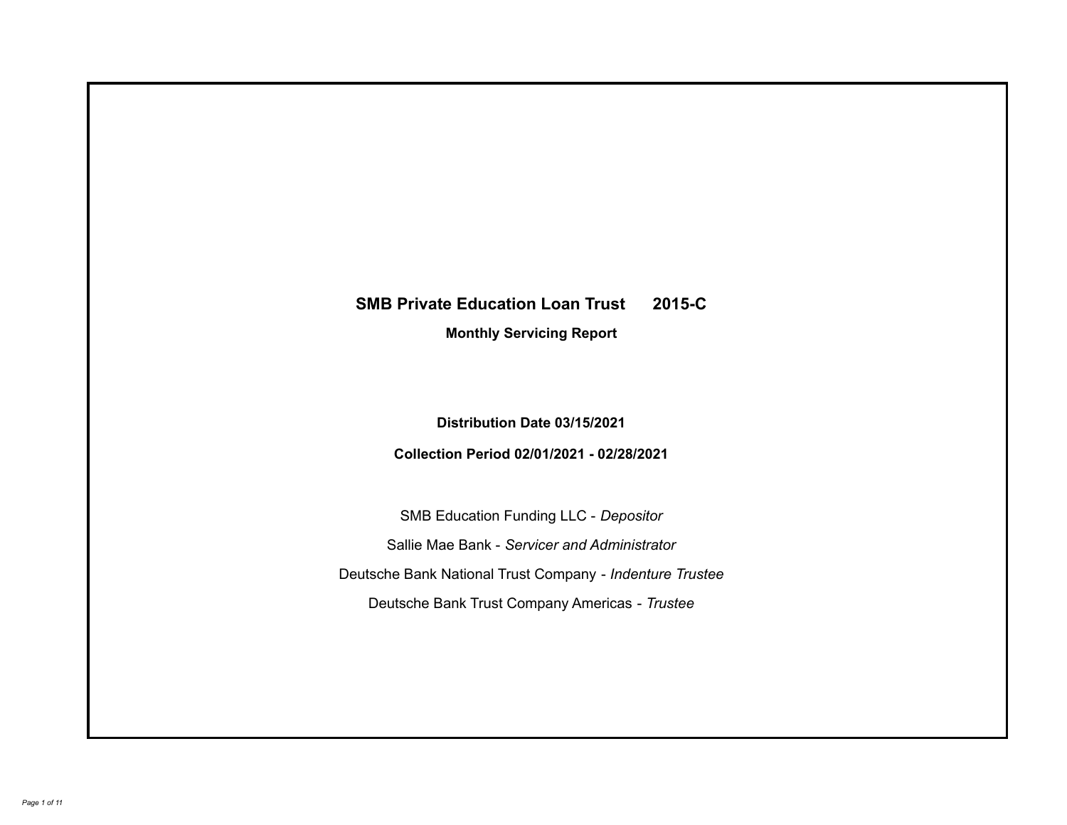# SMB Private Education Loan Trust 2015-C

**Monthly Servicing Report**

**Distribution Date 03/15/2021**

**Collection Period 02/01/2021 - 02/28/2021**

SMB Education Funding LLC - *Depositor*

Sallie Mae Bank - *Servicer and Administrator*

Deutsche Bank National Trust Company - *Indenture Trustee*

Deutsche Bank Trust Company Americas - *Trustee*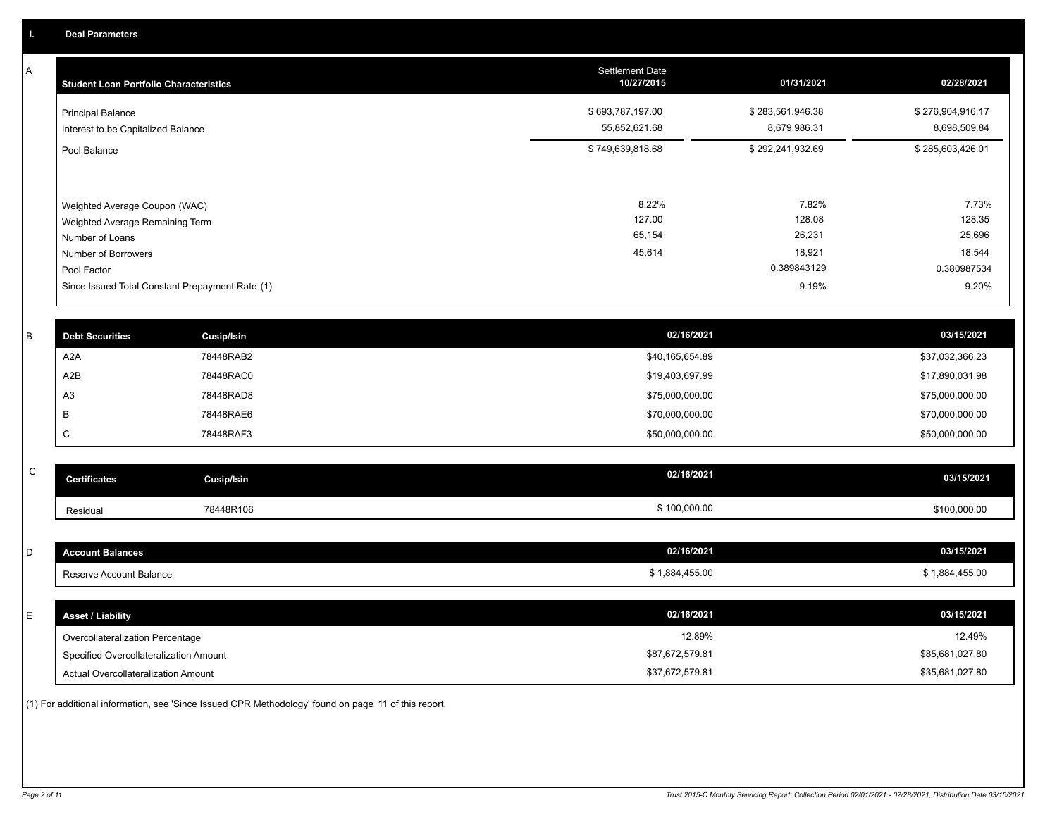## I. Deal Parameters

### A

| Student Loan Portfolio Characteristics | Settlement Date 10/27/2015 | 01/31/2021 | 02/28/2021 |
|---|---|---|---|
| Principal Balance | $ 693,787,197.00 | $ 283,561,946.38 | $ 276,904,916.17 |
| Interest to be Capitalized Balance | 55,852,621.68 | 8,679,986.31 | 8,698,509.84 |
| Pool Balance | $ 749,639,818.68 | $ 292,241,932.69 | $ 285,603,426.01 |
| Weighted Average Coupon (WAC) | 8.22% | 7.82% | 7.73% |
| Weighted Average Remaining Term | 127.00 | 128.08 | 128.35 |
| Number of Loans | 65,154 | 26,231 | 25,696 |
| Number of Borrowers | 45,614 | 18,921 | 18,544 |
| Pool Factor | | 0.389843129 | 0.380987534 |
| Since Issued Total Constant Prepayment Rate (1) | | 9.19% | 9.20% |

### B

| Debt Securities | Cusip/Isin | 02/16/2021 | 03/15/2021 |
|---|---|---|---|
| A2A | 78448RAB2 | $40,165,654.89 | $37,032,366.23 |
| A2B | 78448RAC0 | $19,403,697.99 | $17,890,031.98 |
| A3 | 78448RAD8 | $75,000,000.00 | $75,000,000.00 |
| B | 78448RAE6 | $70,000,000.00 | $70,000,000.00 |
| C | 78448RAF3 | $50,000,000.00 | $50,000,000.00 |

### C

| Certificates | Cusip/Isin | 02/16/2021 | 03/15/2021 |
|---|---|---|---|
| Residual | 78448R106 | $ 100,000.00 | $100,000.00 |

### D

| Account Balances | 02/16/2021 | 03/15/2021 |
|---|---|---|
| Reserve Account Balance | $ 1,884,455.00 | $ 1,884,455.00 |

### E

| Asset / Liability | 02/16/2021 | 03/15/2021 |
|---|---|---|
| Overcollateralization Percentage | 12.89% | 12.49% |
| Specified Overcollateralization Amount | $87,672,579.81 | $85,681,027.80 |
| Actual Overcollateralization Amount | $37,672,579.81 | $35,681,027.80 |

(1) For additional information, see 'Since Issued CPR Methodology' found on page 11 of this report.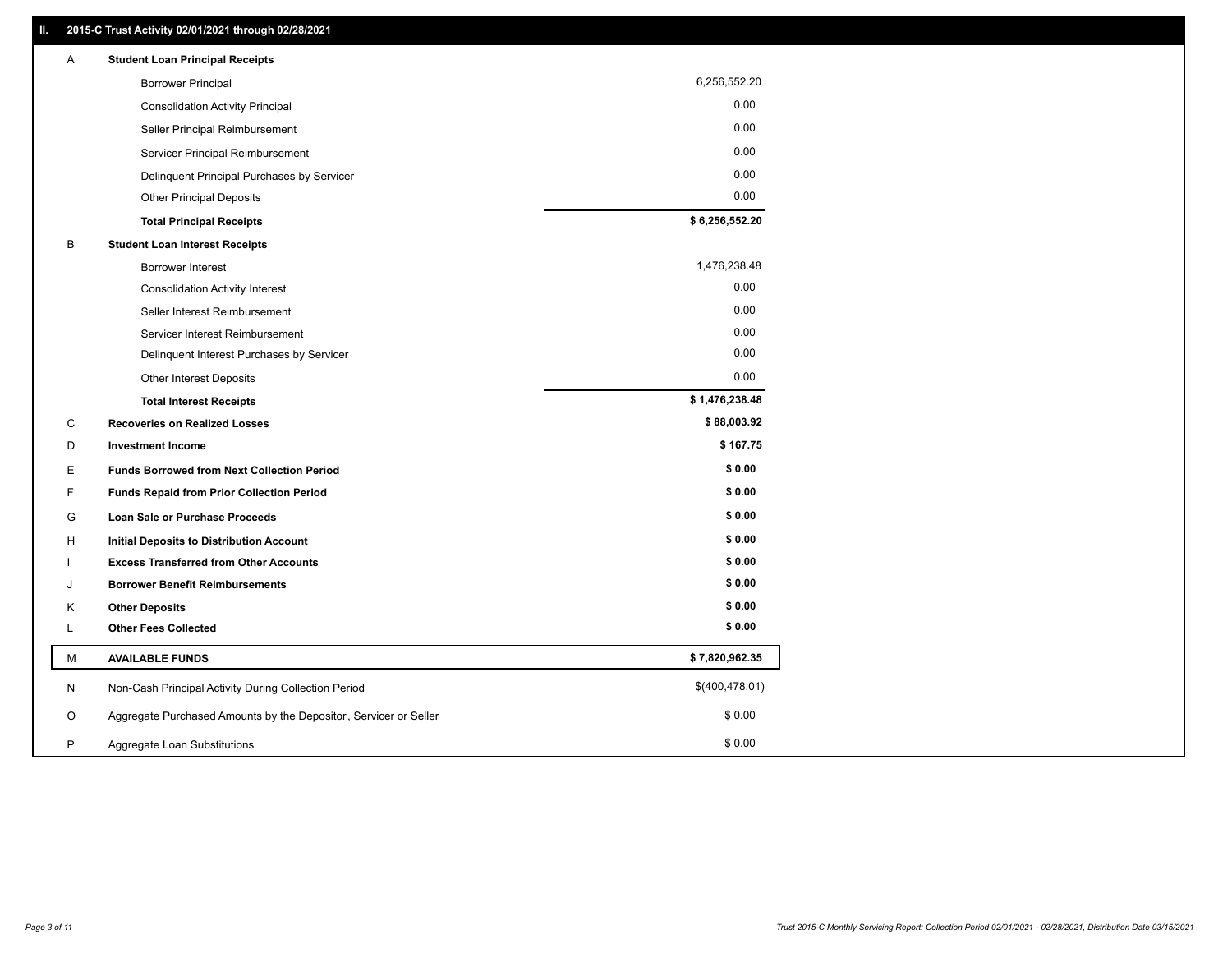## II. 2015-C Trust Activity 02/01/2021 through 02/28/2021

| | | |
|---|---|---|
| A | **Student Loan Principal Receipts** | |
| | Borrower Principal | 6,256,552.20 |
| | Consolidation Activity Principal | 0.00 |
| | Seller Principal Reimbursement | 0.00 |
| | Servicer Principal Reimbursement | 0.00 |
| | Delinquent Principal Purchases by Servicer | 0.00 |
| | Other Principal Deposits | 0.00 |
| | **Total Principal Receipts** | **$ 6,256,552.20** |
| B | **Student Loan Interest Receipts** | |
| | Borrower Interest | 1,476,238.48 |
| | Consolidation Activity Interest | 0.00 |
| | Seller Interest Reimbursement | 0.00 |
| | Servicer Interest Reimbursement | 0.00 |
| | Delinquent Interest Purchases by Servicer | 0.00 |
| | Other Interest Deposits | 0.00 |
| | **Total Interest Receipts** | **$ 1,476,238.48** |
| C | **Recoveries on Realized Losses** | **$ 88,003.92** |
| D | **Investment Income** | **$ 167.75** |
| E | **Funds Borrowed from Next Collection Period** | **$ 0.00** |
| F | **Funds Repaid from Prior Collection Period** | **$ 0.00** |
| G | **Loan Sale or Purchase Proceeds** | **$ 0.00** |
| H | **Initial Deposits to Distribution Account** | **$ 0.00** |
| I | **Excess Transferred from Other Accounts** | **$ 0.00** |
| J | **Borrower Benefit Reimbursements** | **$ 0.00** |
| K | **Other Deposits** | **$ 0.00** |
| L | **Other Fees Collected** | **$ 0.00** |
| M | **AVAILABLE FUNDS** | **$ 7,820,962.35** |
| N | Non-Cash Principal Activity During Collection Period | $(400,478.01) |
| O | Aggregate Purchased Amounts by the Depositor, Servicer or Seller | $ 0.00 |
| P | Aggregate Loan Substitutions | $ 0.00 |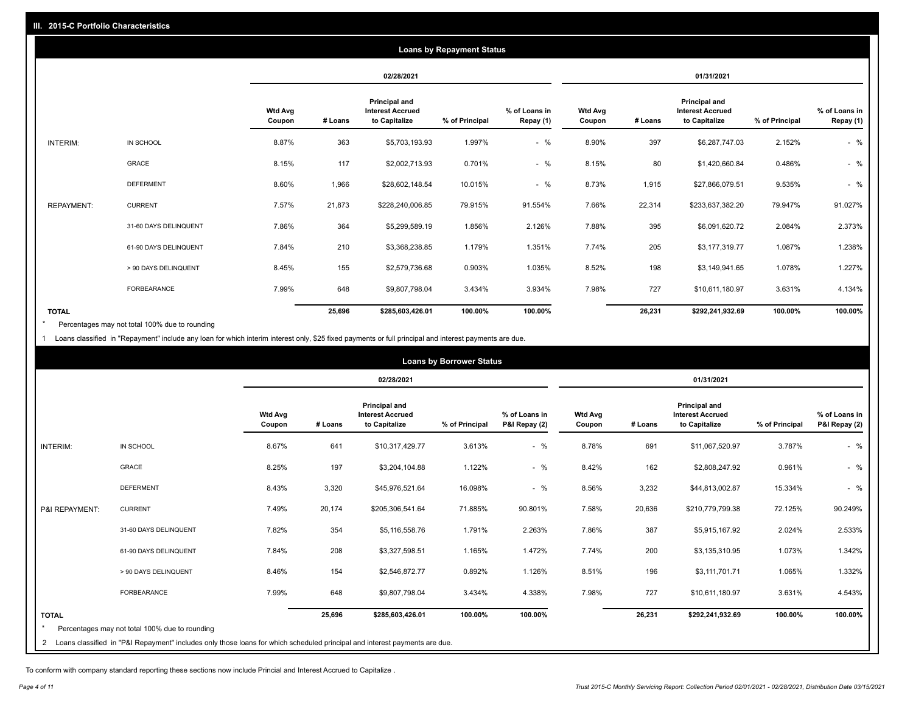## III. 2015-C Portfolio Characteristics

### Loans by Repayment Status

| | | 02/28/2021 | | | | | 01/31/2021 | | | | |
|---|---|---|---|---|---|---|---|---|---|---|---|
| | | Wtd Avg Coupon | # Loans | Principal and Interest Accrued to Capitalize | % of Principal | % of Loans in Repay (1) | Wtd Avg Coupon | # Loans | Principal and Interest Accrued to Capitalize | % of Principal | % of Loans in Repay (1) |
| INTERIM: | IN SCHOOL | 8.87% | 363 | $5,703,193.93 | 1.997% | - % | 8.90% | 397 | $6,287,747.03 | 2.152% | - % |
| | GRACE | 8.15% | 117 | $2,002,713.93 | 0.701% | - % | 8.15% | 80 | $1,420,660.84 | 0.486% | - % |
| | DEFERMENT | 8.60% | 1,966 | $28,602,148.54 | 10.015% | - % | 8.73% | 1,915 | $27,866,079.51 | 9.535% | - % |
| REPAYMENT: | CURRENT | 7.57% | 21,873 | $228,240,006.85 | 79.915% | 91.554% | 7.66% | 22,314 | $233,637,382.20 | 79.947% | 91.027% |
| | 31-60 DAYS DELINQUENT | 7.86% | 364 | $5,299,589.19 | 1.856% | 2.126% | 7.88% | 395 | $6,091,620.72 | 2.084% | 2.373% |
| | 61-90 DAYS DELINQUENT | 7.84% | 210 | $3,368,238.85 | 1.179% | 1.351% | 7.74% | 205 | $3,177,319.77 | 1.087% | 1.238% |
| | > 90 DAYS DELINQUENT | 8.45% | 155 | $2,579,736.68 | 0.903% | 1.035% | 8.52% | 198 | $3,149,941.65 | 1.078% | 1.227% |
| | FORBEARANCE | 7.99% | 648 | $9,807,798.04 | 3.434% | 3.934% | 7.98% | 727 | $10,611,180.97 | 3.631% | 4.134% |
| TOTAL | | | 25,696 | $285,603,426.01 | 100.00% | 100.00% | | 26,231 | $292,241,932.69 | 100.00% | 100.00% |

\* Percentages may not total 100% due to rounding

1 Loans classified in "Repayment" include any loan for which interim interest only, $25 fixed payments or full principal and interest payments are due.

### Loans by Borrower Status

| | | 02/28/2021 | | | | | 01/31/2021 | | | | |
|---|---|---|---|---|---|---|---|---|---|---|---|
| | | Wtd Avg Coupon | # Loans | Principal and Interest Accrued to Capitalize | % of Principal | % of Loans in P&I Repay (2) | Wtd Avg Coupon | # Loans | Principal and Interest Accrued to Capitalize | % of Principal | % of Loans in P&I Repay (2) |
| INTERIM: | IN SCHOOL | 8.67% | 641 | $10,317,429.77 | 3.613% | - % | 8.78% | 691 | $11,067,520.97 | 3.787% | - % |
| | GRACE | 8.25% | 197 | $3,204,104.88 | 1.122% | - % | 8.42% | 162 | $2,808,247.92 | 0.961% | - % |
| | DEFERMENT | 8.43% | 3,320 | $45,976,521.64 | 16.098% | - % | 8.56% | 3,232 | $44,813,002.87 | 15.334% | - % |
| P&I REPAYMENT: | CURRENT | 7.49% | 20,174 | $205,306,541.64 | 71.885% | 90.801% | 7.58% | 20,636 | $210,779,799.38 | 72.125% | 90.249% |
| | 31-60 DAYS DELINQUENT | 7.82% | 354 | $5,116,558.76 | 1.791% | 2.263% | 7.86% | 387 | $5,915,167.92 | 2.024% | 2.533% |
| | 61-90 DAYS DELINQUENT | 7.84% | 208 | $3,327,598.51 | 1.165% | 1.472% | 7.74% | 200 | $3,135,310.95 | 1.073% | 1.342% |
| | > 90 DAYS DELINQUENT | 8.46% | 154 | $2,546,872.77 | 0.892% | 1.126% | 8.51% | 196 | $3,111,701.71 | 1.065% | 1.332% |
| | FORBEARANCE | 7.99% | 648 | $9,807,798.04 | 3.434% | 4.338% | 7.98% | 727 | $10,611,180.97 | 3.631% | 4.543% |
| TOTAL | | | 25,696 | $285,603,426.01 | 100.00% | 100.00% | | 26,231 | $292,241,932.69 | 100.00% | 100.00% |

\* Percentages may not total 100% due to rounding

2 Loans classified in "P&I Repayment" includes only those loans for which scheduled principal and interest payments are due.

To conform with company standard reporting these sections now include Princial and Interest Accrued to Capitalize .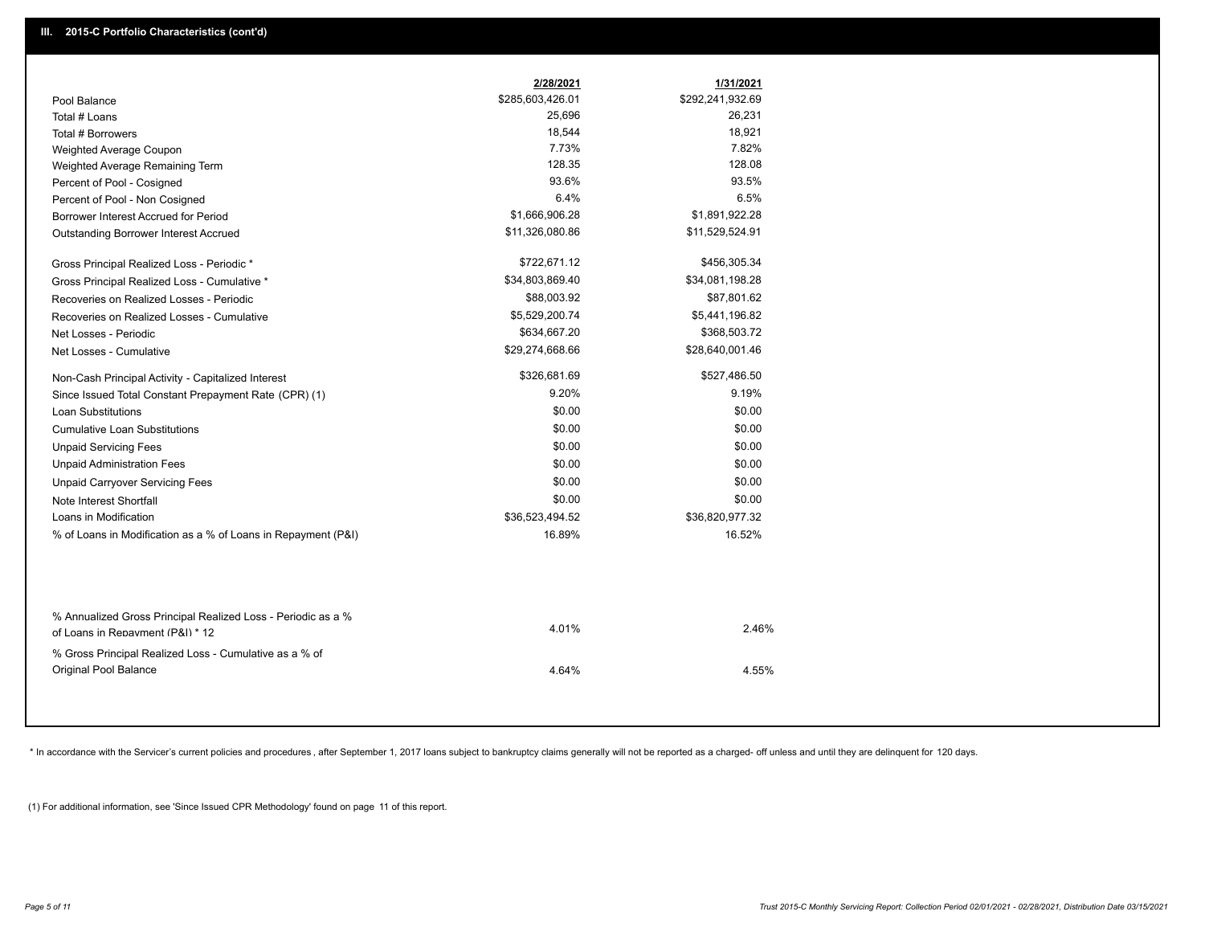## III. 2015-C Portfolio Characteristics (cont'd)

| | 2/28/2021 | 1/31/2021 |
|---|---|---|
| Pool Balance | $285,603,426.01 | $292,241,932.69 |
| Total # Loans | 25,696 | 26,231 |
| Total # Borrowers | 18,544 | 18,921 |
| Weighted Average Coupon | 7.73% | 7.82% |
| Weighted Average Remaining Term | 128.35 | 128.08 |
| Percent of Pool - Cosigned | 93.6% | 93.5% |
| Percent of Pool - Non Cosigned | 6.4% | 6.5% |
| Borrower Interest Accrued for Period | $1,666,906.28 | $1,891,922.28 |
| Outstanding Borrower Interest Accrued | $11,326,080.86 | $11,529,524.91 |
| Gross Principal Realized Loss - Periodic * | $722,671.12 | $456,305.34 |
| Gross Principal Realized Loss - Cumulative * | $34,803,869.40 | $34,081,198.28 |
| Recoveries on Realized Losses - Periodic | $88,003.92 | $87,801.62 |
| Recoveries on Realized Losses - Cumulative | $5,529,200.74 | $5,441,196.82 |
| Net Losses - Periodic | $634,667.20 | $368,503.72 |
| Net Losses - Cumulative | $29,274,668.66 | $28,640,001.46 |
| Non-Cash Principal Activity - Capitalized Interest | $326,681.69 | $527,486.50 |
| Since Issued Total Constant Prepayment Rate (CPR) (1) | 9.20% | 9.19% |
| Loan Substitutions | $0.00 | $0.00 |
| Cumulative Loan Substitutions | $0.00 | $0.00 |
| Unpaid Servicing Fees | $0.00 | $0.00 |
| Unpaid Administration Fees | $0.00 | $0.00 |
| Unpaid Carryover Servicing Fees | $0.00 | $0.00 |
| Note Interest Shortfall | $0.00 | $0.00 |
| Loans in Modification | $36,523,494.52 | $36,820,977.32 |
| % of Loans in Modification as a % of Loans in Repayment (P&I) | 16.89% | 16.52% |
| % Annualized Gross Principal Realized Loss - Periodic as a % of Loans in Repayment (P&I) * 12 | 4.01% | 2.46% |
| % Gross Principal Realized Loss - Cumulative as a % of Original Pool Balance | 4.64% | 4.55% |

* In accordance with the Servicer's current policies and procedures , after September 1, 2017 loans subject to bankruptcy claims generally will not be reported as a charged- off unless and until they are delinquent for 120 days.

(1) For additional information, see 'Since Issued CPR Methodology' found on page 11 of this report.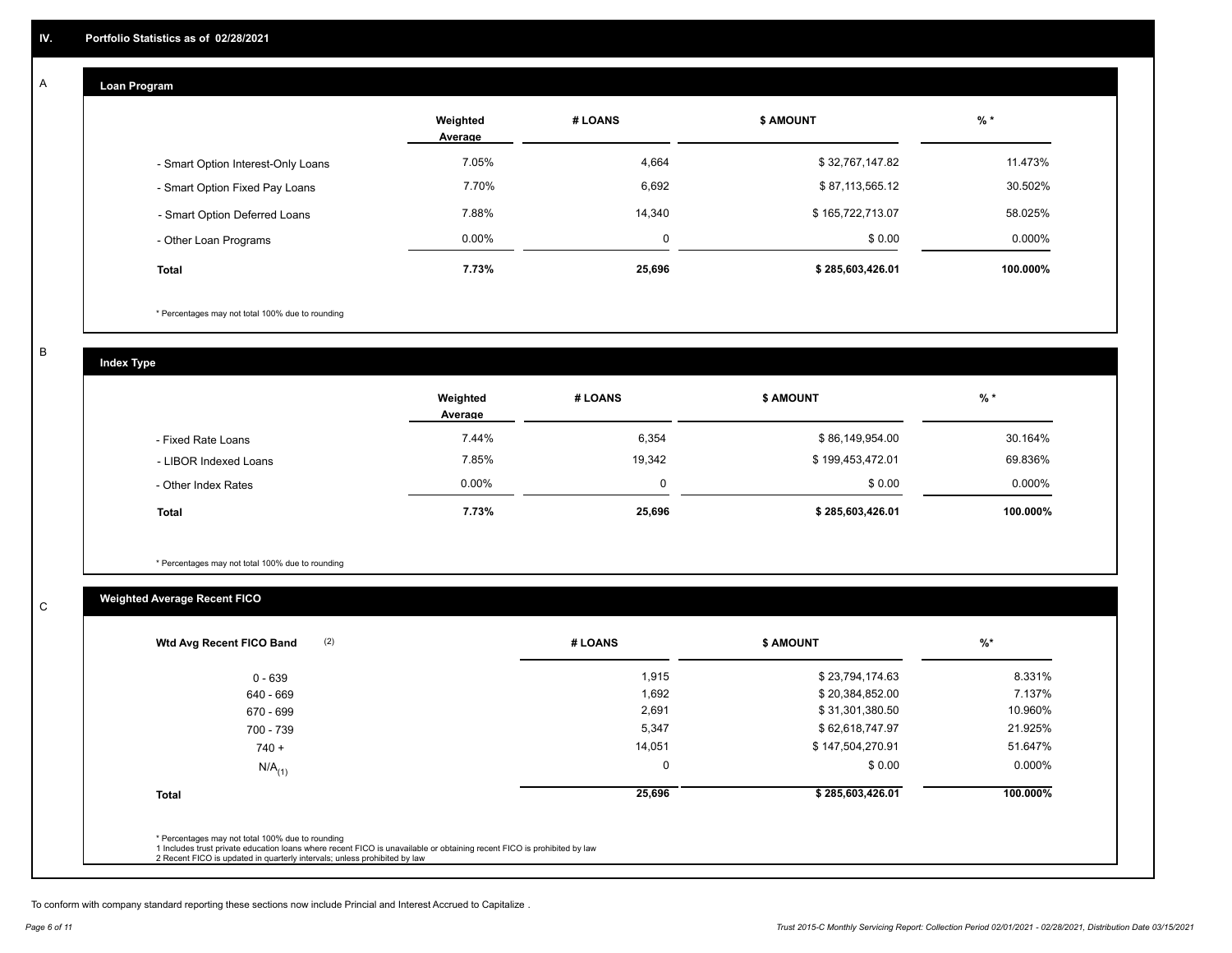## IV. Portfolio Statistics as of 02/28/2021

### A

#### Loan Program

| | Weighted Average | # LOANS | $ AMOUNT | % * |
|---|---|---|---|---|
| - Smart Option Interest-Only Loans | 7.05% | 4,664 | $ 32,767,147.82 | 11.473% |
| - Smart Option Fixed Pay Loans | 7.70% | 6,692 | $ 87,113,565.12 | 30.502% |
| - Smart Option Deferred Loans | 7.88% | 14,340 | $ 165,722,713.07 | 58.025% |
| - Other Loan Programs | 0.00% | 0 | $ 0.00 | 0.000% |
| **Total** | **7.73%** | **25,696** | **$ 285,603,426.01** | **100.000%** |

\* Percentages may not total 100% due to rounding

### B

#### Index Type

| | Weighted Average | # LOANS | $ AMOUNT | % * |
|---|---|---|---|---|
| - Fixed Rate Loans | 7.44% | 6,354 | $ 86,149,954.00 | 30.164% |
| - LIBOR Indexed Loans | 7.85% | 19,342 | $ 199,453,472.01 | 69.836% |
| - Other Index Rates | 0.00% | 0 | $ 0.00 | 0.000% |
| **Total** | **7.73%** | **25,696** | **$ 285,603,426.01** | **100.000%** |

\* Percentages may not total 100% due to rounding

### C

#### Weighted Average Recent FICO

| Wtd Avg Recent FICO Band (2) | # LOANS | $ AMOUNT | %* |
|---|---|---|---|
| 0 - 639 | 1,915 | $ 23,794,174.63 | 8.331% |
| 640 - 669 | 1,692 | $ 20,384,852.00 | 7.137% |
| 670 - 699 | 2,691 | $ 31,301,380.50 | 10.960% |
| 700 - 739 | 5,347 | $ 62,618,747.97 | 21.925% |
| 740 + | 14,051 | $ 147,504,270.91 | 51.647% |
| N/A(1) | 0 | $ 0.00 | 0.000% |
| **Total** | **25,696** | **$ 285,603,426.01** | **100.000%** |

\* Percentages may not total 100% due to rounding
1 Includes trust private education loans where recent FICO is unavailable or obtaining recent FICO is prohibited by law
2 Recent FICO is updated in quarterly intervals; unless prohibited by law

To conform with company standard reporting these sections now include Princial and Interest Accrued to Capitalize .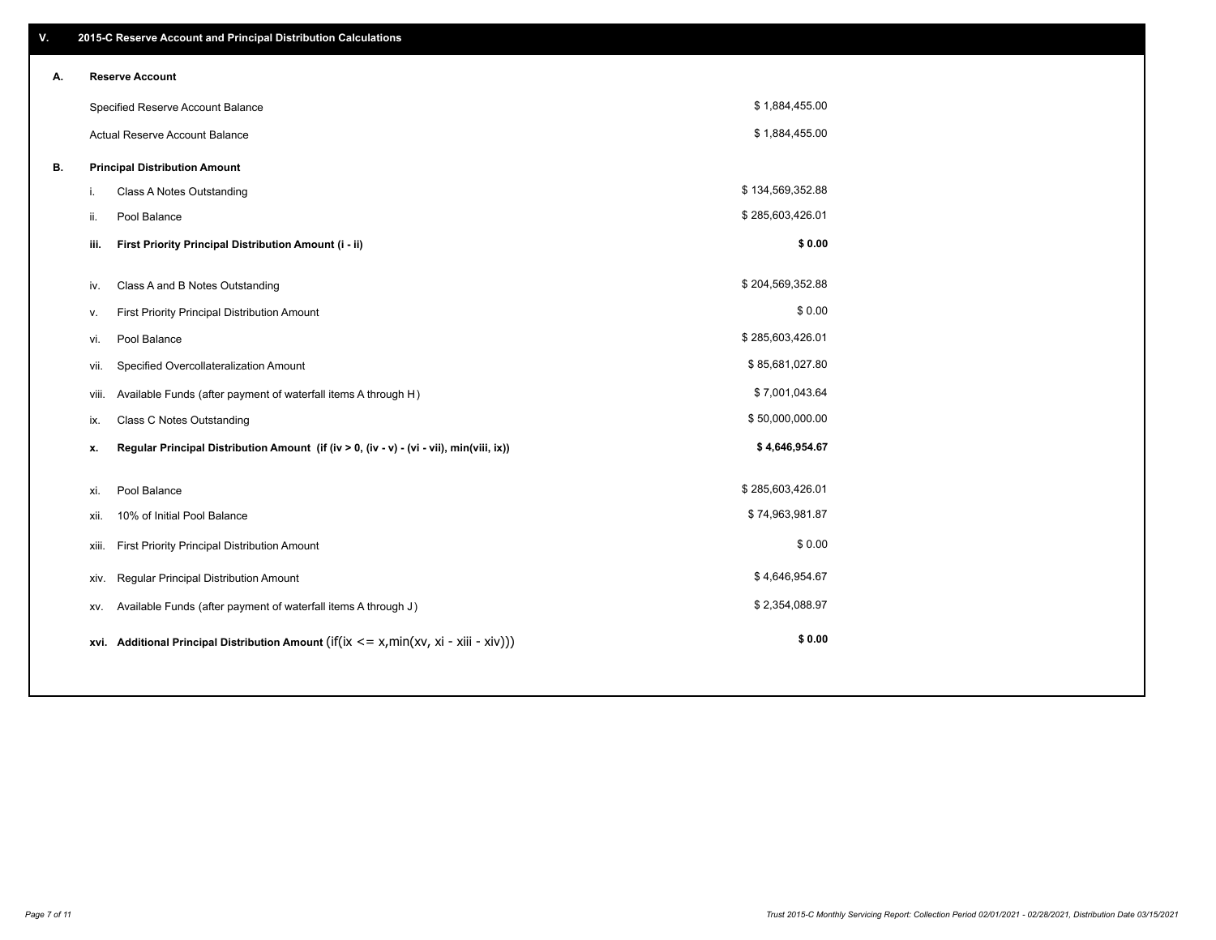## V. 2015-C Reserve Account and Principal Distribution Calculations

| | | |
|---|---|---|
| **A.** | **Reserve Account** | |
| | Specified Reserve Account Balance | $ 1,884,455.00 |
| | Actual Reserve Account Balance | $ 1,884,455.00 |
| **B.** | **Principal Distribution Amount** | |
| i. | Class A Notes Outstanding | $ 134,569,352.88 |
| ii. | Pool Balance | $ 285,603,426.01 |
| **iii.** | **First Priority Principal Distribution Amount (i - ii)** | **$ 0.00** |
| iv. | Class A and B Notes Outstanding | $ 204,569,352.88 |
| v. | First Priority Principal Distribution Amount | $ 0.00 |
| vi. | Pool Balance | $ 285,603,426.01 |
| vii. | Specified Overcollateralization Amount | $ 85,681,027.80 |
| viii. | Available Funds (after payment of waterfall items A through H) | $ 7,001,043.64 |
| ix. | Class C Notes Outstanding | $ 50,000,000.00 |
| **x.** | **Regular Principal Distribution Amount (if (iv > 0, (iv - v) - (vi - vii), min(viii, ix))** | **$ 4,646,954.67** |
| xi. | Pool Balance | $ 285,603,426.01 |
| xii. | 10% of Initial Pool Balance | $ 74,963,981.87 |
| xiii. | First Priority Principal Distribution Amount | $ 0.00 |
| xiv. | Regular Principal Distribution Amount | $ 4,646,954.67 |
| xv. | Available Funds (after payment of waterfall items A through J) | $ 2,354,088.97 |
| **xvi.** | **Additional Principal Distribution Amount** (if(ix <= x,min(xv, xi - xiii - xiv))) | **$ 0.00** |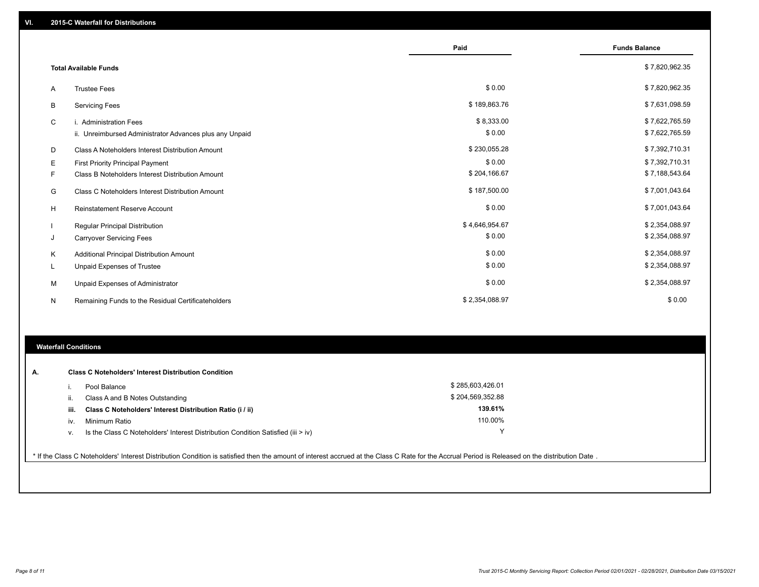## VI. 2015-C Waterfall for Distributions

| | | Paid | Funds Balance |
|---|---|---|---|
| | **Total Available Funds** | | $ 7,820,962.35 |
| A | Trustee Fees | $ 0.00 | $ 7,820,962.35 |
| B | Servicing Fees | $ 189,863.76 | $ 7,631,098.59 |
| C | i. Administration Fees | $ 8,333.00 | $ 7,622,765.59 |
| | ii. Unreimbursed Administrator Advances plus any Unpaid | $ 0.00 | $ 7,622,765.59 |
| D | Class A Noteholders Interest Distribution Amount | $ 230,055.28 | $ 7,392,710.31 |
| E | First Priority Principal Payment | $ 0.00 | $ 7,392,710.31 |
| F | Class B Noteholders Interest Distribution Amount | $ 204,166.67 | $ 7,188,543.64 |
| G | Class C Noteholders Interest Distribution Amount | $ 187,500.00 | $ 7,001,043.64 |
| H | Reinstatement Reserve Account | $ 0.00 | $ 7,001,043.64 |
| I | Regular Principal Distribution | $ 4,646,954.67 | $ 2,354,088.97 |
| J | Carryover Servicing Fees | $ 0.00 | $ 2,354,088.97 |
| K | Additional Principal Distribution Amount | $ 0.00 | $ 2,354,088.97 |
| L | Unpaid Expenses of Trustee | $ 0.00 | $ 2,354,088.97 |
| M | Unpaid Expenses of Administrator | $ 0.00 | $ 2,354,088.97 |
| N | Remaining Funds to the Residual Certificateholders | $ 2,354,088.97 | $ 0.00 |

### Waterfall Conditions

| | | |
|---|---|---|
| **A.** | **Class C Noteholders' Interest Distribution Condition** | |
| i. | Pool Balance | $ 285,603,426.01 |
| ii. | Class A and B Notes Outstanding | $ 204,569,352.88 |
| **iii.** | **Class C Noteholders' Interest Distribution Ratio (i / ii)** | **139.61%** |
| iv. | Minimum Ratio | 110.00% |
| v. | Is the Class C Noteholders' Interest Distribution Condition Satisfied (iii > iv) | Y |

* If the Class C Noteholders' Interest Distribution Condition is satisfied then the amount of interest accrued at the Class C Rate for the Accrual Period is Released on the distribution Date .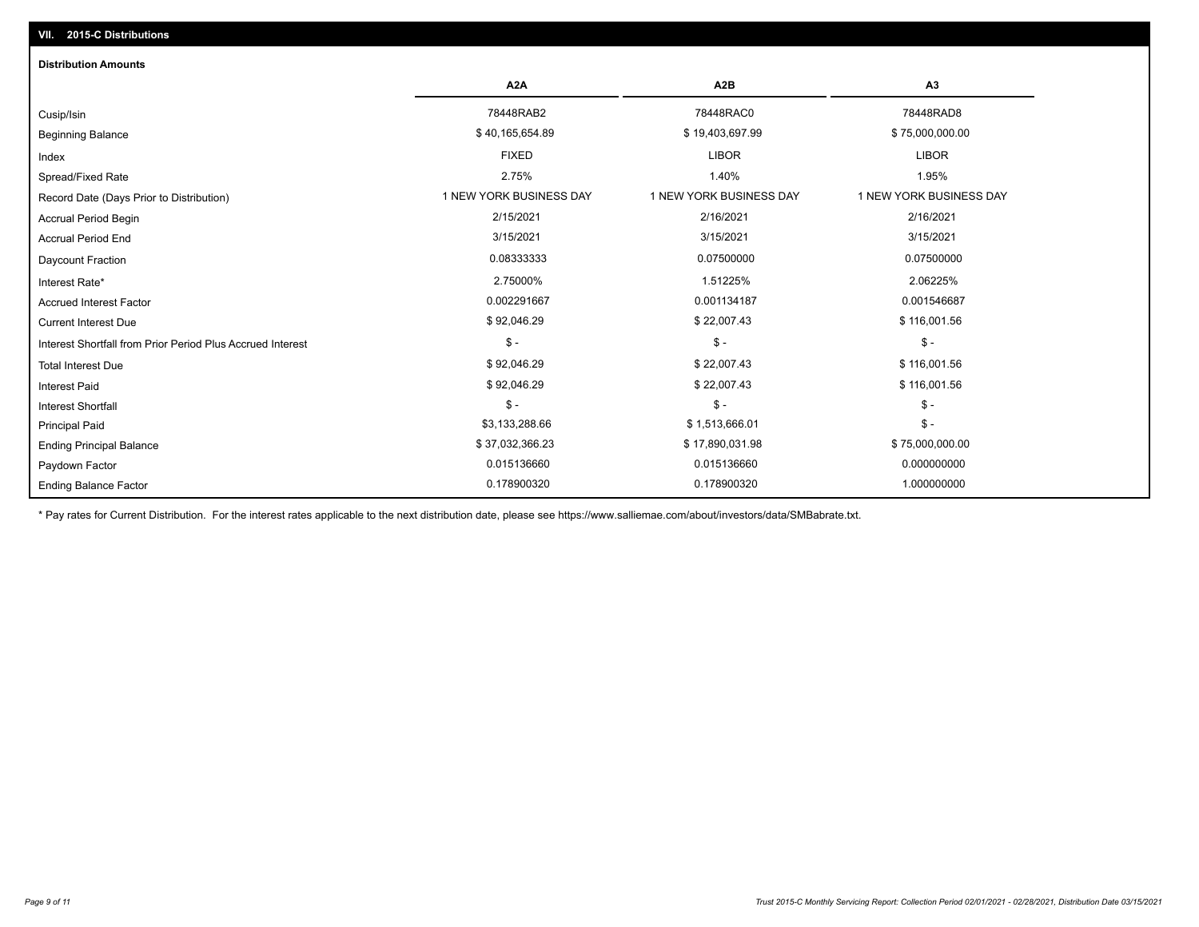## VII. 2015-C Distributions

### Distribution Amounts

| | A2A | A2B | A3 |
|---|---|---|---|
| Cusip/Isin | 78448RAB2 | 78448RAC0 | 78448RAD8 |
| Beginning Balance | $ 40,165,654.89 | $ 19,403,697.99 | $ 75,000,000.00 |
| Index | FIXED | LIBOR | LIBOR |
| Spread/Fixed Rate | 2.75% | 1.40% | 1.95% |
| Record Date (Days Prior to Distribution) | 1 NEW YORK BUSINESS DAY | 1 NEW YORK BUSINESS DAY | 1 NEW YORK BUSINESS DAY |
| Accrual Period Begin | 2/15/2021 | 2/16/2021 | 2/16/2021 |
| Accrual Period End | 3/15/2021 | 3/15/2021 | 3/15/2021 |
| Daycount Fraction | 0.08333333 | 0.07500000 | 0.07500000 |
| Interest Rate* | 2.75000% | 1.51225% | 2.06225% |
| Accrued Interest Factor | 0.002291667 | 0.001134187 | 0.001546687 |
| Current Interest Due | $ 92,046.29 | $ 22,007.43 | $ 116,001.56 |
| Interest Shortfall from Prior Period Plus Accrued Interest | $ - | $ - | $ - |
| Total Interest Due | $ 92,046.29 | $ 22,007.43 | $ 116,001.56 |
| Interest Paid | $ 92,046.29 | $ 22,007.43 | $ 116,001.56 |
| Interest Shortfall | $ - | $ - | $ - |
| Principal Paid | $3,133,288.66 | $ 1,513,666.01 | $ - |
| Ending Principal Balance | $ 37,032,366.23 | $ 17,890,031.98 | $ 75,000,000.00 |
| Paydown Factor | 0.015136660 | 0.015136660 | 0.000000000 |
| Ending Balance Factor | 0.178900320 | 0.178900320 | 1.000000000 |

* Pay rates for Current Distribution. For the interest rates applicable to the next distribution date, please see https://www.salliemae.com/about/investors/data/SMBabrate.txt.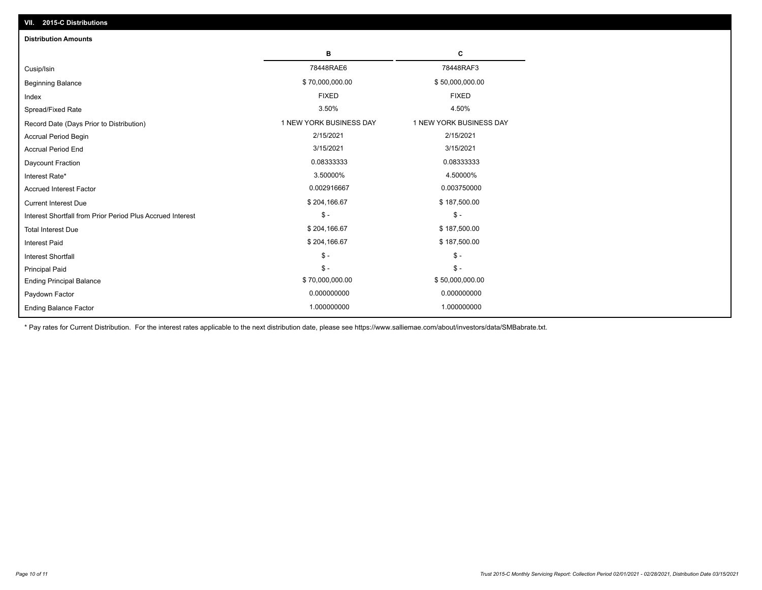## VII. 2015-C Distributions

**Distribution Amounts**

| | B | C |
|---|---|---|
| Cusip/Isin | 78448RAE6 | 78448RAF3 |
| Beginning Balance | $ 70,000,000.00 | $ 50,000,000.00 |
| Index | FIXED | FIXED |
| Spread/Fixed Rate | 3.50% | 4.50% |
| Record Date (Days Prior to Distribution) | 1 NEW YORK BUSINESS DAY | 1 NEW YORK BUSINESS DAY |
| Accrual Period Begin | 2/15/2021 | 2/15/2021 |
| Accrual Period End | 3/15/2021 | 3/15/2021 |
| Daycount Fraction | 0.08333333 | 0.08333333 |
| Interest Rate* | 3.50000% | 4.50000% |
| Accrued Interest Factor | 0.002916667 | 0.003750000 |
| Current Interest Due | $ 204,166.67 | $ 187,500.00 |
| Interest Shortfall from Prior Period Plus Accrued Interest | $ - | $ - |
| Total Interest Due | $ 204,166.67 | $ 187,500.00 |
| Interest Paid | $ 204,166.67 | $ 187,500.00 |
| Interest Shortfall | $ - | $ - |
| Principal Paid | $ - | $ - |
| Ending Principal Balance | $ 70,000,000.00 | $ 50,000,000.00 |
| Paydown Factor | 0.000000000 | 0.000000000 |
| Ending Balance Factor | 1.000000000 | 1.000000000 |

* Pay rates for Current Distribution. For the interest rates applicable to the next distribution date, please see https://www.salliemae.com/about/investors/data/SMBabrate.txt.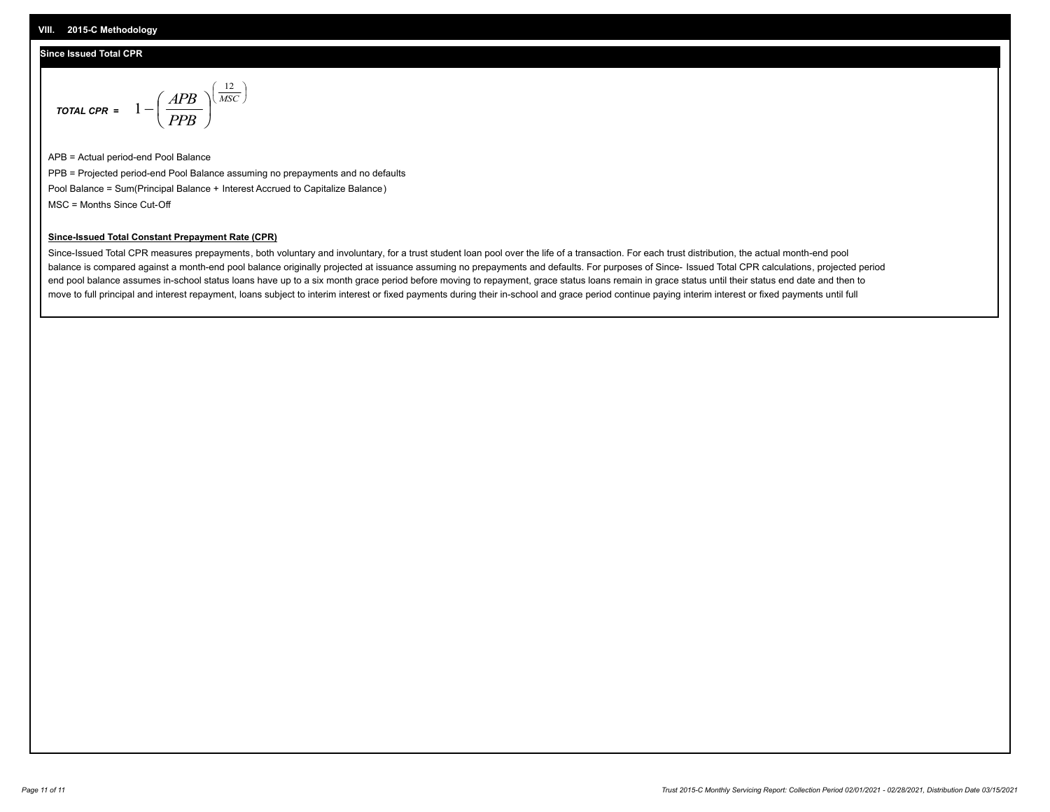## VIII. 2015-C Methodology

### Since Issued Total CPR

$$\textbf{\textit{TOTAL CPR}} = 1 - \left(\frac{APB}{PPB}\right)^{\left(\frac{12}{MSC}\right)}$$

APB = Actual period-end Pool Balance

PPB = Projected period-end Pool Balance assuming no prepayments and no defaults

Pool Balance = Sum(Principal Balance + Interest Accrued to Capitalize Balance)

MSC = Months Since Cut-Off

**Since-Issued Total Constant Prepayment Rate (CPR)**

Since-Issued Total CPR measures prepayments, both voluntary and involuntary, for a trust student loan pool over the life of a transaction. For each trust distribution, the actual month-end pool balance is compared against a month-end pool balance originally projected at issuance assuming no prepayments and defaults. For purposes of Since- Issued Total CPR calculations, projected period end pool balance assumes in-school status loans have up to a six month grace period before moving to repayment, grace status loans remain in grace status until their status end date and then to move to full principal and interest repayment, loans subject to interim interest or fixed payments during their in-school and grace period continue paying interim interest or fixed payments until full